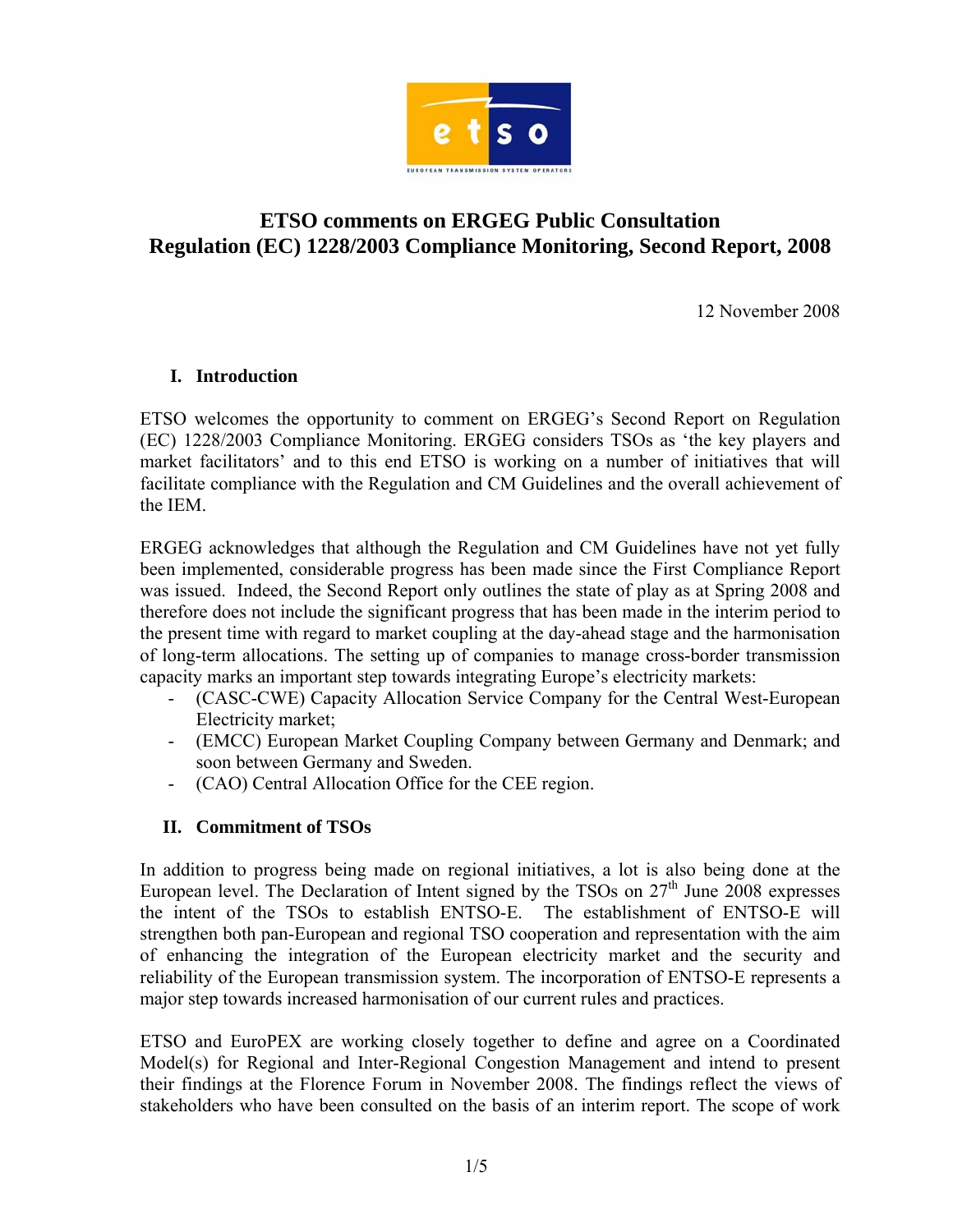# ETSO comments on ERGEG Public Consultation
# Regulation (EC) 1228/2003 Compliance Monitoring, Second Report, 2008

12 November 2008

## I. Introduction

ETSO welcomes the opportunity to comment on ERGEG's Second Report on Regulation (EC) 1228/2003 Compliance Monitoring. ERGEG considers TSOs as 'the key players and market facilitators' and to this end ETSO is working on a number of initiatives that will facilitate compliance with the Regulation and CM Guidelines and the overall achievement of the IEM.

ERGEG acknowledges that although the Regulation and CM Guidelines have not yet fully been implemented, considerable progress has been made since the First Compliance Report was issued. Indeed, the Second Report only outlines the state of play as at Spring 2008 and therefore does not include the significant progress that has been made in the interim period to the present time with regard to market coupling at the day-ahead stage and the harmonisation of long-term allocations. The setting up of companies to manage cross-border transmission capacity marks an important step towards integrating Europe's electricity markets:

- (CASC-CWE) Capacity Allocation Service Company for the Central West-European Electricity market;
- (EMCC) European Market Coupling Company between Germany and Denmark; and soon between Germany and Sweden.
- (CAO) Central Allocation Office for the CEE region.

## II. Commitment of TSOs

In addition to progress being made on regional initiatives, a lot is also being done at the European level. The Declaration of Intent signed by the TSOs on 27th June 2008 expresses the intent of the TSOs to establish ENTSO-E. The establishment of ENTSO-E will strengthen both pan-European and regional TSO cooperation and representation with the aim of enhancing the integration of the European electricity market and the security and reliability of the European transmission system. The incorporation of ENTSO-E represents a major step towards increased harmonisation of our current rules and practices.

ETSO and EuroPEX are working closely together to define and agree on a Coordinated Model(s) for Regional and Inter-Regional Congestion Management and intend to present their findings at the Florence Forum in November 2008. The findings reflect the views of stakeholders who have been consulted on the basis of an interim report. The scope of work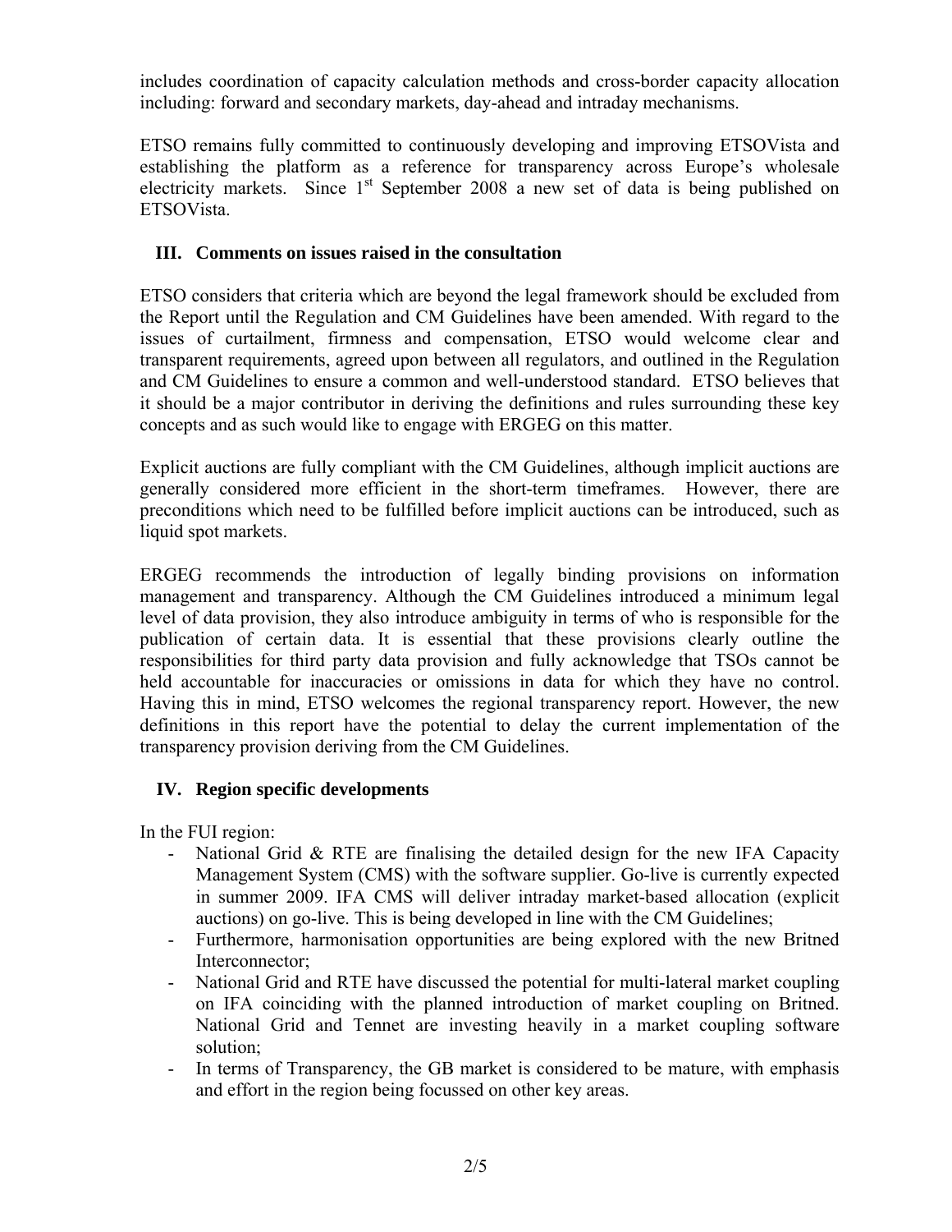includes coordination of capacity calculation methods and cross-border capacity allocation including: forward and secondary markets, day-ahead and intraday mechanisms.

ETSO remains fully committed to continuously developing and improving ETSOVista and establishing the platform as a reference for transparency across Europe's wholesale electricity markets. Since 1st September 2008 a new set of data is being published on ETSOVista.

## III. Comments on issues raised in the consultation

ETSO considers that criteria which are beyond the legal framework should be excluded from the Report until the Regulation and CM Guidelines have been amended. With regard to the issues of curtailment, firmness and compensation, ETSO would welcome clear and transparent requirements, agreed upon between all regulators, and outlined in the Regulation and CM Guidelines to ensure a common and well-understood standard. ETSO believes that it should be a major contributor in deriving the definitions and rules surrounding these key concepts and as such would like to engage with ERGEG on this matter.

Explicit auctions are fully compliant with the CM Guidelines, although implicit auctions are generally considered more efficient in the short-term timeframes. However, there are preconditions which need to be fulfilled before implicit auctions can be introduced, such as liquid spot markets.

ERGEG recommends the introduction of legally binding provisions on information management and transparency. Although the CM Guidelines introduced a minimum legal level of data provision, they also introduce ambiguity in terms of who is responsible for the publication of certain data. It is essential that these provisions clearly outline the responsibilities for third party data provision and fully acknowledge that TSOs cannot be held accountable for inaccuracies or omissions in data for which they have no control. Having this in mind, ETSO welcomes the regional transparency report. However, the new definitions in this report have the potential to delay the current implementation of the transparency provision deriving from the CM Guidelines.

## IV. Region specific developments

In the FUI region:

- National Grid & RTE are finalising the detailed design for the new IFA Capacity Management System (CMS) with the software supplier. Go-live is currently expected in summer 2009. IFA CMS will deliver intraday market-based allocation (explicit auctions) on go-live. This is being developed in line with the CM Guidelines;
- Furthermore, harmonisation opportunities are being explored with the new Britned Interconnector;
- National Grid and RTE have discussed the potential for multi-lateral market coupling on IFA coinciding with the planned introduction of market coupling on Britned. National Grid and Tennet are investing heavily in a market coupling software solution;
- In terms of Transparency, the GB market is considered to be mature, with emphasis and effort in the region being focussed on other key areas.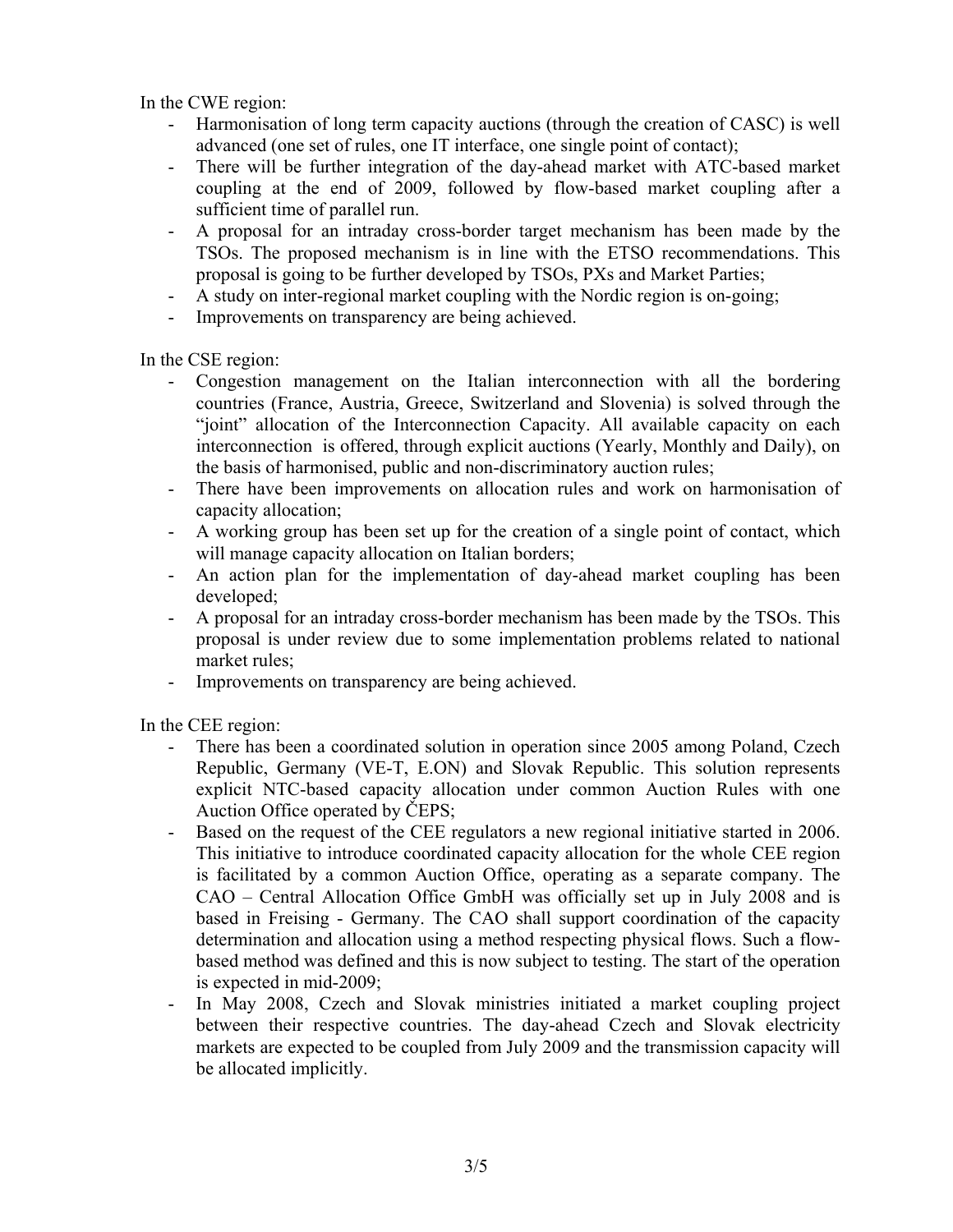In the CWE region:

- Harmonisation of long term capacity auctions (through the creation of CASC) is well advanced (one set of rules, one IT interface, one single point of contact);
- There will be further integration of the day-ahead market with ATC-based market coupling at the end of 2009, followed by flow-based market coupling after a sufficient time of parallel run.
- A proposal for an intraday cross-border target mechanism has been made by the TSOs. The proposed mechanism is in line with the ETSO recommendations. This proposal is going to be further developed by TSOs, PXs and Market Parties;
- A study on inter-regional market coupling with the Nordic region is on-going;
- Improvements on transparency are being achieved.

In the CSE region:

- Congestion management on the Italian interconnection with all the bordering countries (France, Austria, Greece, Switzerland and Slovenia) is solved through the "joint" allocation of the Interconnection Capacity. All available capacity on each interconnection is offered, through explicit auctions (Yearly, Monthly and Daily), on the basis of harmonised, public and non-discriminatory auction rules;
- There have been improvements on allocation rules and work on harmonisation of capacity allocation;
- A working group has been set up for the creation of a single point of contact, which will manage capacity allocation on Italian borders;
- An action plan for the implementation of day-ahead market coupling has been developed;
- A proposal for an intraday cross-border mechanism has been made by the TSOs. This proposal is under review due to some implementation problems related to national market rules;
- Improvements on transparency are being achieved.

In the CEE region:

- There has been a coordinated solution in operation since 2005 among Poland, Czech Republic, Germany (VE-T, E.ON) and Slovak Republic. This solution represents explicit NTC-based capacity allocation under common Auction Rules with one Auction Office operated by ČEPS;
- Based on the request of the CEE regulators a new regional initiative started in 2006. This initiative to introduce coordinated capacity allocation for the whole CEE region is facilitated by a common Auction Office, operating as a separate company. The CAO – Central Allocation Office GmbH was officially set up in July 2008 and is based in Freising - Germany. The CAO shall support coordination of the capacity determination and allocation using a method respecting physical flows. Such a flow-based method was defined and this is now subject to testing. The start of the operation is expected in mid-2009;
- In May 2008, Czech and Slovak ministries initiated a market coupling project between their respective countries. The day-ahead Czech and Slovak electricity markets are expected to be coupled from July 2009 and the transmission capacity will be allocated implicitly.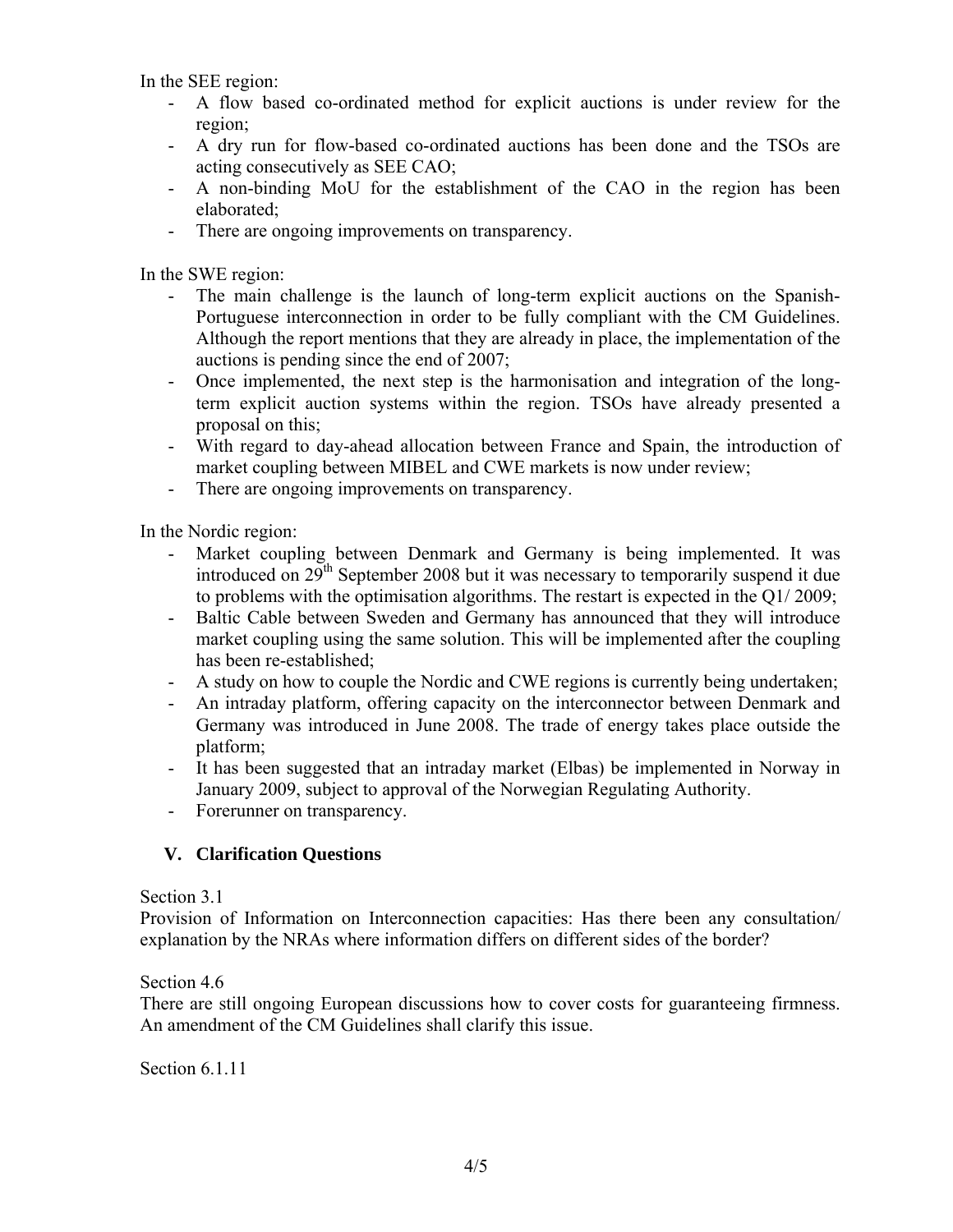In the SEE region:

- A flow based co-ordinated method for explicit auctions is under review for the region;
- A dry run for flow-based co-ordinated auctions has been done and the TSOs are acting consecutively as SEE CAO;
- A non-binding MoU for the establishment of the CAO in the region has been elaborated;
- There are ongoing improvements on transparency.

In the SWE region:

- The main challenge is the launch of long-term explicit auctions on the Spanish-Portuguese interconnection in order to be fully compliant with the CM Guidelines. Although the report mentions that they are already in place, the implementation of the auctions is pending since the end of 2007;
- Once implemented, the next step is the harmonisation and integration of the long-term explicit auction systems within the region. TSOs have already presented a proposal on this;
- With regard to day-ahead allocation between France and Spain, the introduction of market coupling between MIBEL and CWE markets is now under review;
- There are ongoing improvements on transparency.

In the Nordic region:

- Market coupling between Denmark and Germany is being implemented. It was introduced on 29th September 2008 but it was necessary to temporarily suspend it due to problems with the optimisation algorithms. The restart is expected in the Q1/ 2009;
- Baltic Cable between Sweden and Germany has announced that they will introduce market coupling using the same solution. This will be implemented after the coupling has been re-established;
- A study on how to couple the Nordic and CWE regions is currently being undertaken;
- An intraday platform, offering capacity on the interconnector between Denmark and Germany was introduced in June 2008. The trade of energy takes place outside the platform;
- It has been suggested that an intraday market (Elbas) be implemented in Norway in January 2009, subject to approval of the Norwegian Regulating Authority.
- Forerunner on transparency.

## V. Clarification Questions

Section 3.1

Provision of Information on Interconnection capacities: Has there been any consultation/ explanation by the NRAs where information differs on different sides of the border?

Section 4.6

There are still ongoing European discussions how to cover costs for guaranteeing firmness. An amendment of the CM Guidelines shall clarify this issue.

Section 6.1.11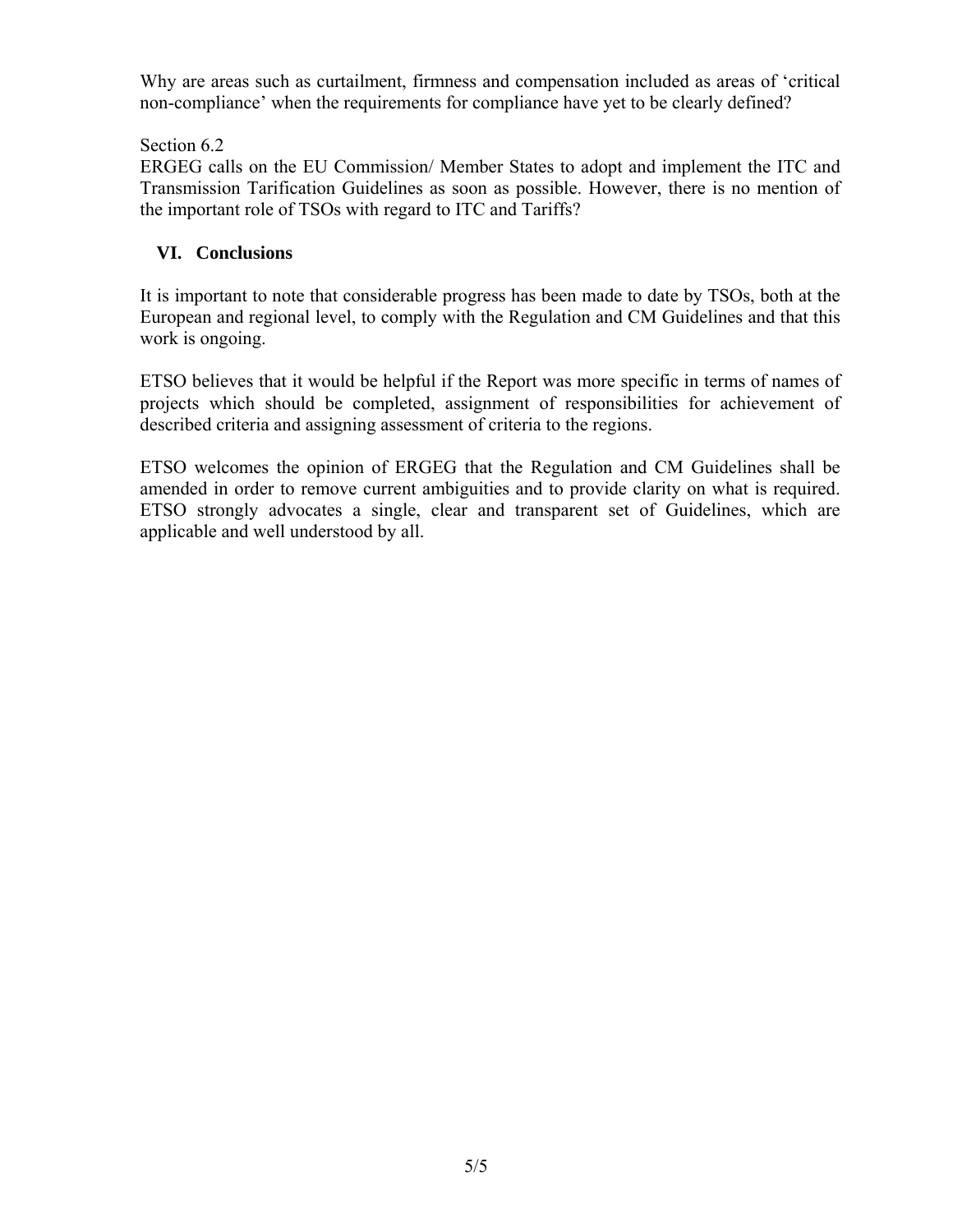Why are areas such as curtailment, firmness and compensation included as areas of 'critical non-compliance' when the requirements for compliance have yet to be clearly defined?

Section 6.2

ERGEG calls on the EU Commission/ Member States to adopt and implement the ITC and Transmission Tarification Guidelines as soon as possible. However, there is no mention of the important role of TSOs with regard to ITC and Tariffs?

## VI. Conclusions

It is important to note that considerable progress has been made to date by TSOs, both at the European and regional level, to comply with the Regulation and CM Guidelines and that this work is ongoing.

ETSO believes that it would be helpful if the Report was more specific in terms of names of projects which should be completed, assignment of responsibilities for achievement of described criteria and assigning assessment of criteria to the regions.

ETSO welcomes the opinion of ERGEG that the Regulation and CM Guidelines shall be amended in order to remove current ambiguities and to provide clarity on what is required. ETSO strongly advocates a single, clear and transparent set of Guidelines, which are applicable and well understood by all.